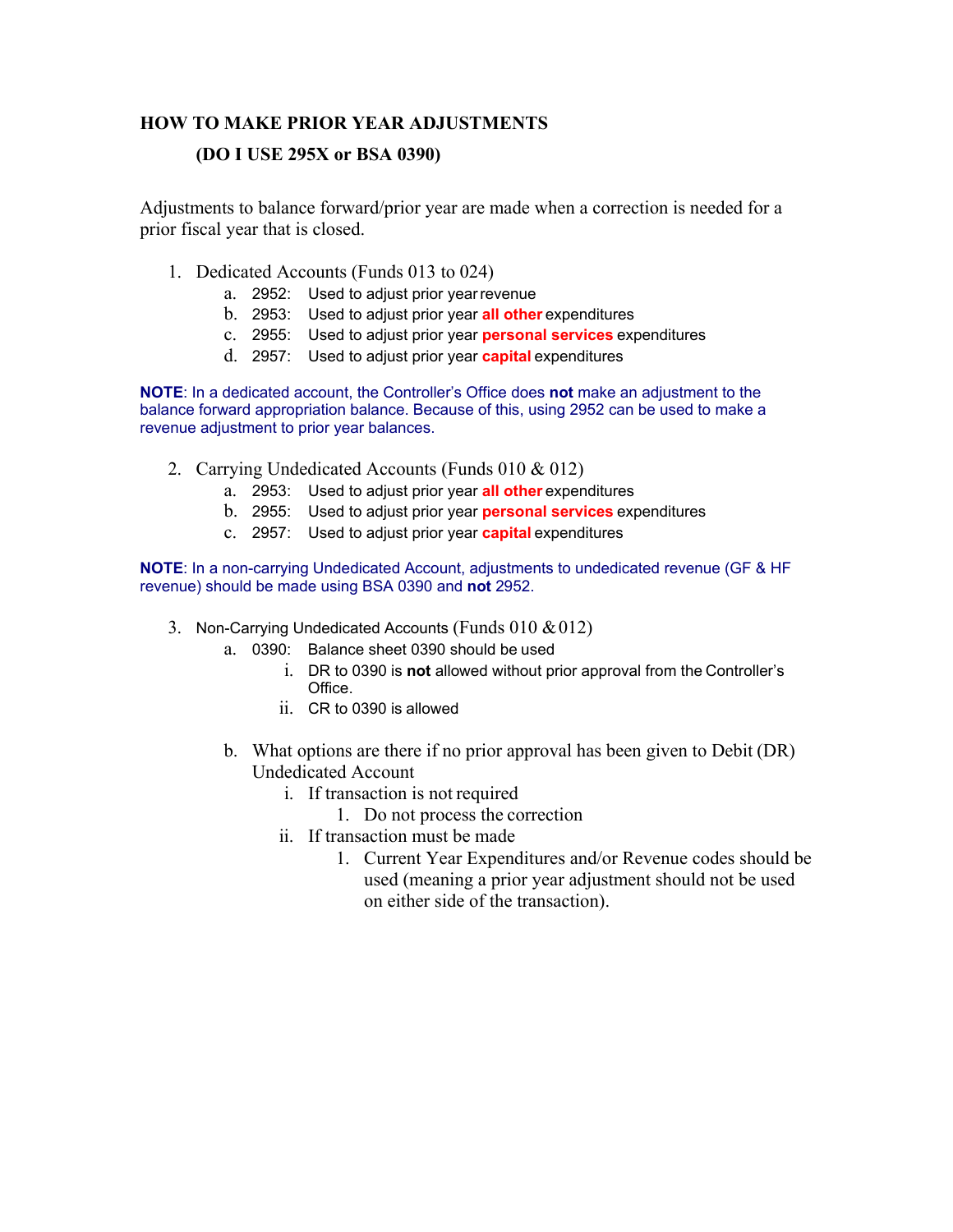# HOW TO MAKE PRIOR YEAR ADJUSTMENTS

## (DO I USE 295X or BSA 0390)

Adjustments to balance forward/prior year are made when a correction is needed for a prior fiscal year that is closed.

1. Dedicated Accounts (Funds 013 to 024)
   a. 2952: Used to adjust prior year revenue
   b. 2953: Used to adjust prior year **all other** expenditures
   c. 2955: Used to adjust prior year **personal services** expenditures
   d. 2957: Used to adjust prior year **capital** expenditures

**NOTE**: In a dedicated account, the Controller's Office does **not** make an adjustment to the balance forward appropriation balance. Because of this, using 2952 can be used to make a revenue adjustment to prior year balances.

2. Carrying Undedicated Accounts (Funds 010 & 012)
   a. 2953: Used to adjust prior year **all other** expenditures
   b. 2955: Used to adjust prior year **personal services** expenditures
   c. 2957: Used to adjust prior year **capital** expenditures

**NOTE**: In a non-carrying Undedicated Account, adjustments to undedicated revenue (GF & HF revenue) should be made using BSA 0390 and **not** 2952.

3. Non-Carrying Undedicated Accounts (Funds 010 & 012)
   a. 0390: Balance sheet 0390 should be used
      i. DR to 0390 is **not** allowed without prior approval from the Controller's Office.
      ii. CR to 0390 is allowed

   b. What options are there if no prior approval has been given to Debit (DR) Undedicated Account
      i. If transaction is not required
         1. Do not process the correction
      ii. If transaction must be made
         1. Current Year Expenditures and/or Revenue codes should be used (meaning a prior year adjustment should not be used on either side of the transaction).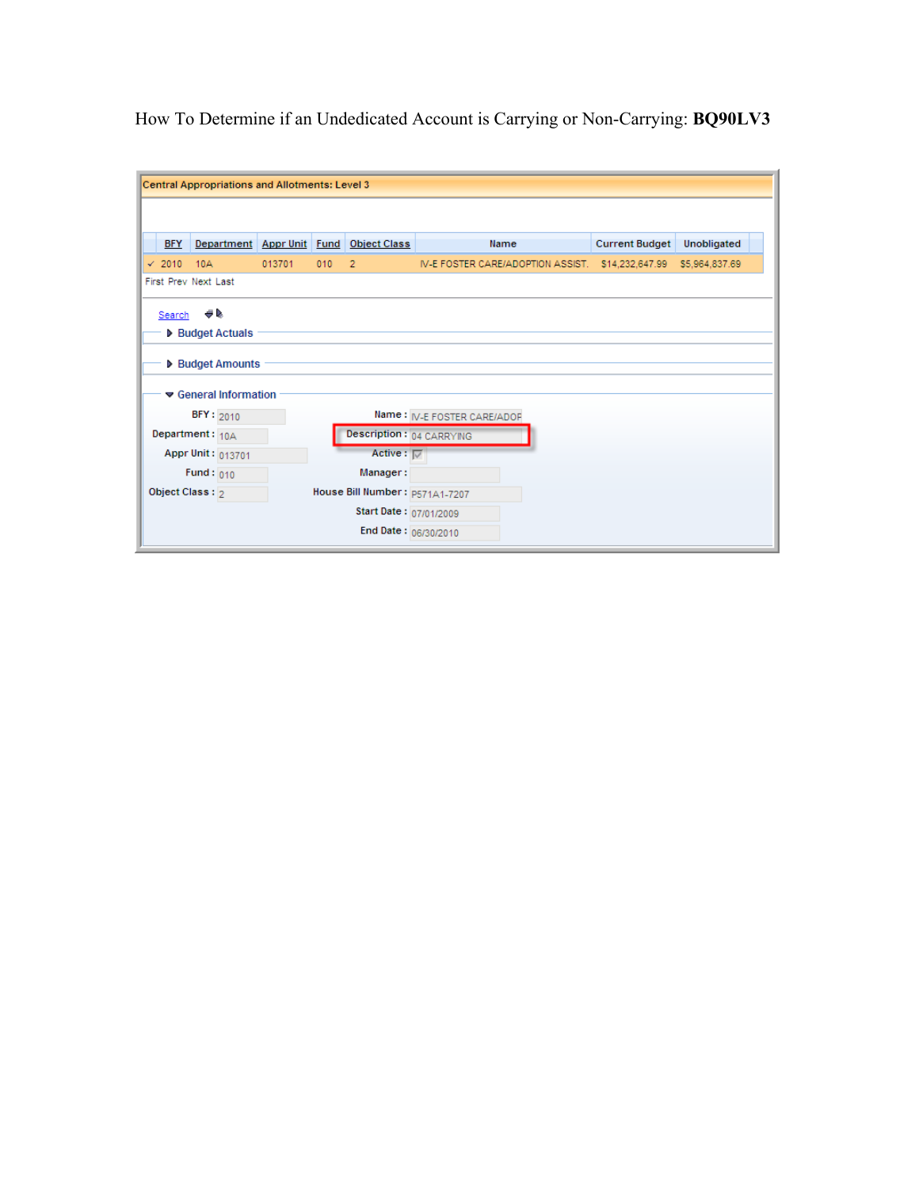How To Determine if an Undedicated Account is Carrying or Non-Carrying: **BQ90LV3**

Central Appropriations and Allotments: Level 3

| BFY | Department | Appr Unit | Fund | Object Class | Name | Current Budget | Unobligated |
|---|---|---|---|---|---|---|---|
| ✓ 2010 | 10A | 013701 | 010 | 2 | IV-E FOSTER CARE/ADOPTION ASSIST. | $14,232,647.99 | $5,964,837.69 |

First Prev Next Last

Search

▸ Budget Actuals

▸ Budget Amounts

▾ General Information

BFY : 2010

Department : 10A

Appr Unit : 013701

Fund : 010

Object Class : 2

Name : IV-E FOSTER CARE/ADOF

Description : 04 CARRYING

Active : ☑

Manager :

House Bill Number : P571A1-7207

Start Date : 07/01/2009

End Date : 06/30/2010